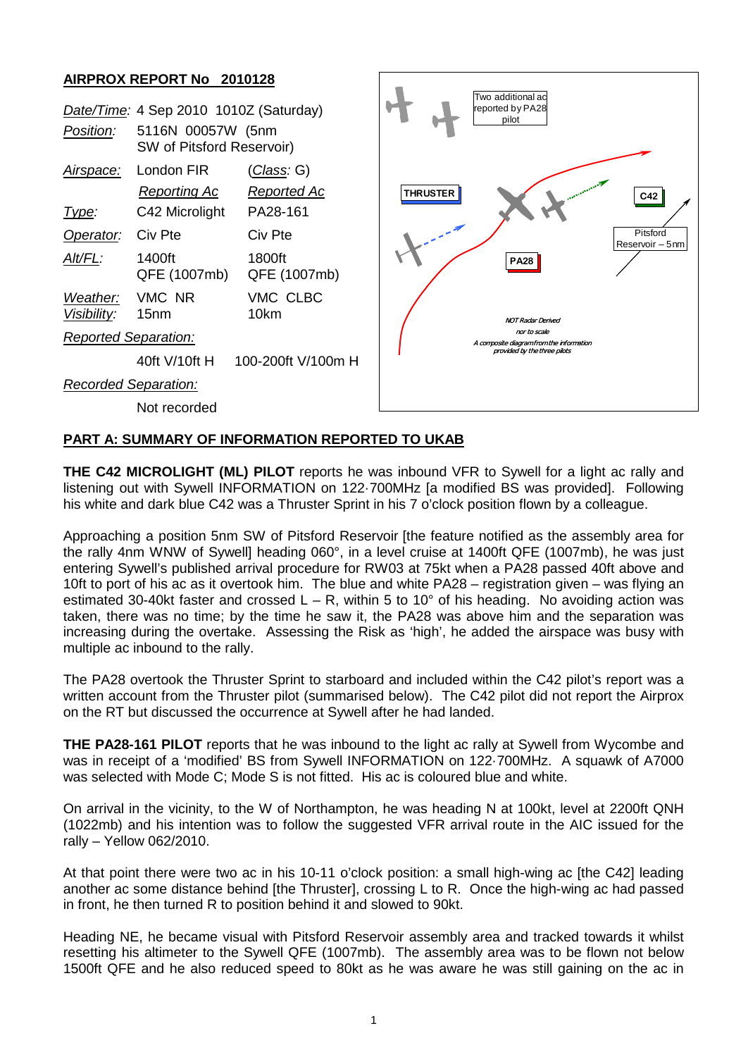## AIRPROX REPORT No 2010128

| | | |
|---|---|---|
| *Date/Time:* | 4 Sep 2010 1010Z (Saturday) | |
| *Position:* | 5116N 00057W (5nm SW of Pitsford Reservoir) | |
| *Airspace:* | London FIR | (*Class*: G) |
| | *Reporting Ac* | *Reported Ac* |
| *Type:* | C42 Microlight | PA28-161 |
| *Operator:* | Civ Pte | Civ Pte |
| *Alt/FL:* | 1400ft QFE (1007mb) | 1800ft QFE (1007mb) |
| *Weather:* | VMC NR | VMC CLBC |
| *Visibility:* | 15nm | 10km |
| *Reported Separation:* | | |
| | 40ft V/10ft H | 100-200ft V/100m H |
| *Recorded Separation:* | | |
| | Not recorded | |

Two additional ac reported by PA28 pilot

THRUSTER

C42

PA28

Pitsford Reservoir – 5nm

NOT Radar Derived nor to scale
A composite diagram from the information provided by the three pilots

## PART A: SUMMARY OF INFORMATION REPORTED TO UKAB

**THE C42 MICROLIGHT (ML) PILOT** reports he was inbound VFR to Sywell for a light ac rally and listening out with Sywell INFORMATION on 122·700MHz [a modified BS was provided]. Following his white and dark blue C42 was a Thruster Sprint in his 7 o'clock position flown by a colleague.

Approaching a position 5nm SW of Pitsford Reservoir [the feature notified as the assembly area for the rally 4nm WNW of Sywell] heading 060°, in a level cruise at 1400ft QFE (1007mb), he was just entering Sywell's published arrival procedure for RW03 at 75kt when a PA28 passed 40ft above and 10ft to port of his ac as it overtook him. The blue and white PA28 – registration given – was flying an estimated 30-40kt faster and crossed L – R, within 5 to 10° of his heading. No avoiding action was taken, there was no time; by the time he saw it, the PA28 was above him and the separation was increasing during the overtake. Assessing the Risk as 'high', he added the airspace was busy with multiple ac inbound to the rally.

The PA28 overtook the Thruster Sprint to starboard and included within the C42 pilot's report was a written account from the Thruster pilot (summarised below). The C42 pilot did not report the Airprox on the RT but discussed the occurrence at Sywell after he had landed.

**THE PA28-161 PILOT** reports that he was inbound to the light ac rally at Sywell from Wycombe and was in receipt of a 'modified' BS from Sywell INFORMATION on 122·700MHz. A squawk of A7000 was selected with Mode C; Mode S is not fitted. His ac is coloured blue and white.

On arrival in the vicinity, to the W of Northampton, he was heading N at 100kt, level at 2200ft QNH (1022mb) and his intention was to follow the suggested VFR arrival route in the AIC issued for the rally – Yellow 062/2010.

At that point there were two ac in his 10-11 o'clock position: a small high-wing ac [the C42] leading another ac some distance behind [the Thruster], crossing L to R. Once the high-wing ac had passed in front, he then turned R to position behind it and slowed to 90kt.

Heading NE, he became visual with Pitsford Reservoir assembly area and tracked towards it whilst resetting his altimeter to the Sywell QFE (1007mb). The assembly area was to be flown not below 1500ft QFE and he also reduced speed to 80kt as he was aware he was still gaining on the ac in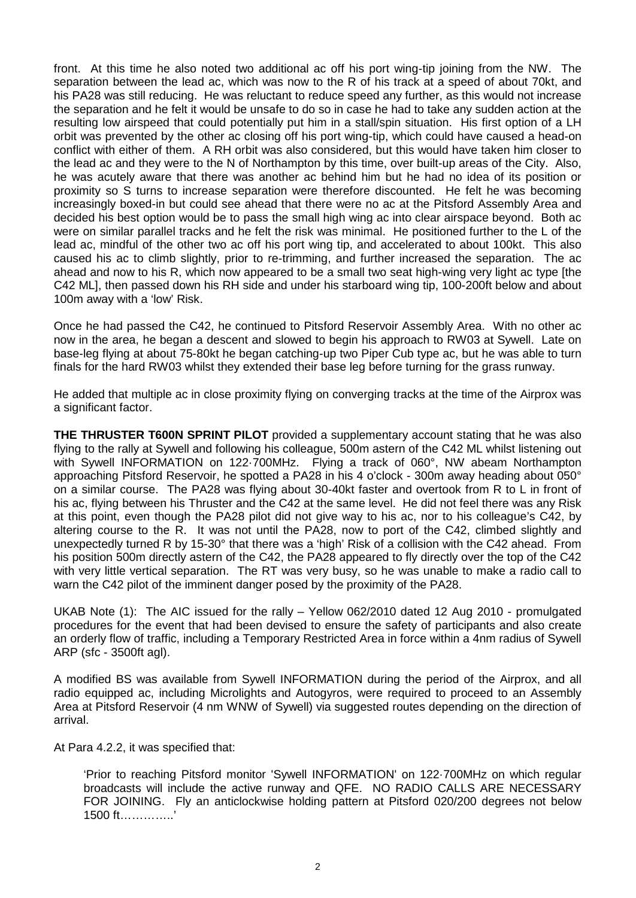front. At this time he also noted two additional ac off his port wing-tip joining from the NW. The separation between the lead ac, which was now to the R of his track at a speed of about 70kt, and his PA28 was still reducing. He was reluctant to reduce speed any further, as this would not increase the separation and he felt it would be unsafe to do so in case he had to take any sudden action at the resulting low airspeed that could potentially put him in a stall/spin situation. His first option of a LH orbit was prevented by the other ac closing off his port wing-tip, which could have caused a head-on conflict with either of them. A RH orbit was also considered, but this would have taken him closer to the lead ac and they were to the N of Northampton by this time, over built-up areas of the City. Also, he was acutely aware that there was another ac behind him but he had no idea of its position or proximity so S turns to increase separation were therefore discounted. He felt he was becoming increasingly boxed-in but could see ahead that there were no ac at the Pitsford Assembly Area and decided his best option would be to pass the small high wing ac into clear airspace beyond. Both ac were on similar parallel tracks and he felt the risk was minimal. He positioned further to the L of the lead ac, mindful of the other two ac off his port wing tip, and accelerated to about 100kt. This also caused his ac to climb slightly, prior to re-trimming, and further increased the separation. The ac ahead and now to his R, which now appeared to be a small two seat high-wing very light ac type [the C42 ML], then passed down his RH side and under his starboard wing tip, 100-200ft below and about 100m away with a 'low' Risk.

Once he had passed the C42, he continued to Pitsford Reservoir Assembly Area. With no other ac now in the area, he began a descent and slowed to begin his approach to RW03 at Sywell. Late on base-leg flying at about 75-80kt he began catching-up two Piper Cub type ac, but he was able to turn finals for the hard RW03 whilst they extended their base leg before turning for the grass runway.

He added that multiple ac in close proximity flying on converging tracks at the time of the Airprox was a significant factor.

**THE THRUSTER T600N SPRINT PILOT** provided a supplementary account stating that he was also flying to the rally at Sywell and following his colleague, 500m astern of the C42 ML whilst listening out with Sywell INFORMATION on 122·700MHz. Flying a track of 060°, NW abeam Northampton approaching Pitsford Reservoir, he spotted a PA28 in his 4 o'clock - 300m away heading about 050° on a similar course. The PA28 was flying about 30-40kt faster and overtook from R to L in front of his ac, flying between his Thruster and the C42 at the same level. He did not feel there was any Risk at this point, even though the PA28 pilot did not give way to his ac, nor to his colleague's C42, by altering course to the R. It was not until the PA28, now to port of the C42, climbed slightly and unexpectedly turned R by 15-30° that there was a 'high' Risk of a collision with the C42 ahead. From his position 500m directly astern of the C42, the PA28 appeared to fly directly over the top of the C42 with very little vertical separation. The RT was very busy, so he was unable to make a radio call to warn the C42 pilot of the imminent danger posed by the proximity of the PA28.

UKAB Note (1): The AIC issued for the rally – Yellow 062/2010 dated 12 Aug 2010 - promulgated procedures for the event that had been devised to ensure the safety of participants and also create an orderly flow of traffic, including a Temporary Restricted Area in force within a 4nm radius of Sywell ARP (sfc - 3500ft agl).

A modified BS was available from Sywell INFORMATION during the period of the Airprox, and all radio equipped ac, including Microlights and Autogyros, were required to proceed to an Assembly Area at Pitsford Reservoir (4 nm WNW of Sywell) via suggested routes depending on the direction of arrival.

At Para 4.2.2, it was specified that:

> 'Prior to reaching Pitsford monitor 'Sywell INFORMATION' on 122·700MHz on which regular broadcasts will include the active runway and QFE. NO RADIO CALLS ARE NECESSARY FOR JOINING. Fly an anticlockwise holding pattern at Pitsford 020/200 degrees not below 1500 ft…………..'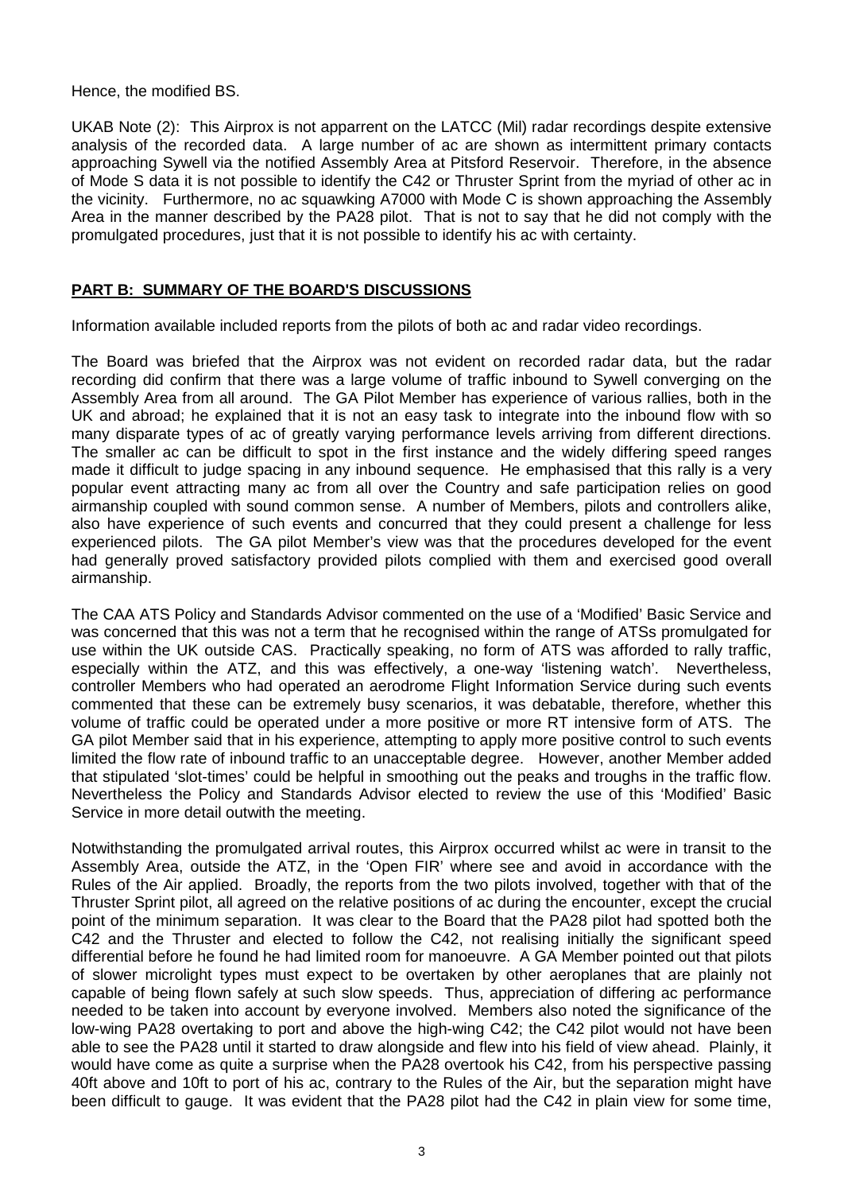Hence, the modified BS.

UKAB Note (2): This Airprox is not apparrent on the LATCC (Mil) radar recordings despite extensive analysis of the recorded data. A large number of ac are shown as intermittent primary contacts approaching Sywell via the notified Assembly Area at Pitsford Reservoir. Therefore, in the absence of Mode S data it is not possible to identify the C42 or Thruster Sprint from the myriad of other ac in the vicinity. Furthermore, no ac squawking A7000 with Mode C is shown approaching the Assembly Area in the manner described by the PA28 pilot. That is not to say that he did not comply with the promulgated procedures, just that it is not possible to identify his ac with certainty.

## PART B: SUMMARY OF THE BOARD'S DISCUSSIONS

Information available included reports from the pilots of both ac and radar video recordings.

The Board was briefed that the Airprox was not evident on recorded radar data, but the radar recording did confirm that there was a large volume of traffic inbound to Sywell converging on the Assembly Area from all around. The GA Pilot Member has experience of various rallies, both in the UK and abroad; he explained that it is not an easy task to integrate into the inbound flow with so many disparate types of ac of greatly varying performance levels arriving from different directions. The smaller ac can be difficult to spot in the first instance and the widely differing speed ranges made it difficult to judge spacing in any inbound sequence. He emphasised that this rally is a very popular event attracting many ac from all over the Country and safe participation relies on good airmanship coupled with sound common sense. A number of Members, pilots and controllers alike, also have experience of such events and concurred that they could present a challenge for less experienced pilots. The GA pilot Member's view was that the procedures developed for the event had generally proved satisfactory provided pilots complied with them and exercised good overall airmanship.

The CAA ATS Policy and Standards Advisor commented on the use of a 'Modified' Basic Service and was concerned that this was not a term that he recognised within the range of ATSs promulgated for use within the UK outside CAS. Practically speaking, no form of ATS was afforded to rally traffic, especially within the ATZ, and this was effectively, a one-way 'listening watch'. Nevertheless, controller Members who had operated an aerodrome Flight Information Service during such events commented that these can be extremely busy scenarios, it was debatable, therefore, whether this volume of traffic could be operated under a more positive or more RT intensive form of ATS. The GA pilot Member said that in his experience, attempting to apply more positive control to such events limited the flow rate of inbound traffic to an unacceptable degree. However, another Member added that stipulated 'slot-times' could be helpful in smoothing out the peaks and troughs in the traffic flow. Nevertheless the Policy and Standards Advisor elected to review the use of this 'Modified' Basic Service in more detail outwith the meeting.

Notwithstanding the promulgated arrival routes, this Airprox occurred whilst ac were in transit to the Assembly Area, outside the ATZ, in the 'Open FIR' where see and avoid in accordance with the Rules of the Air applied. Broadly, the reports from the two pilots involved, together with that of the Thruster Sprint pilot, all agreed on the relative positions of ac during the encounter, except the crucial point of the minimum separation. It was clear to the Board that the PA28 pilot had spotted both the C42 and the Thruster and elected to follow the C42, not realising initially the significant speed differential before he found he had limited room for manoeuvre. A GA Member pointed out that pilots of slower microlight types must expect to be overtaken by other aeroplanes that are plainly not capable of being flown safely at such slow speeds. Thus, appreciation of differing ac performance needed to be taken into account by everyone involved. Members also noted the significance of the low-wing PA28 overtaking to port and above the high-wing C42; the C42 pilot would not have been able to see the PA28 until it started to draw alongside and flew into his field of view ahead. Plainly, it would have come as quite a surprise when the PA28 overtook his C42, from his perspective passing 40ft above and 10ft to port of his ac, contrary to the Rules of the Air, but the separation might have been difficult to gauge. It was evident that the PA28 pilot had the C42 in plain view for some time,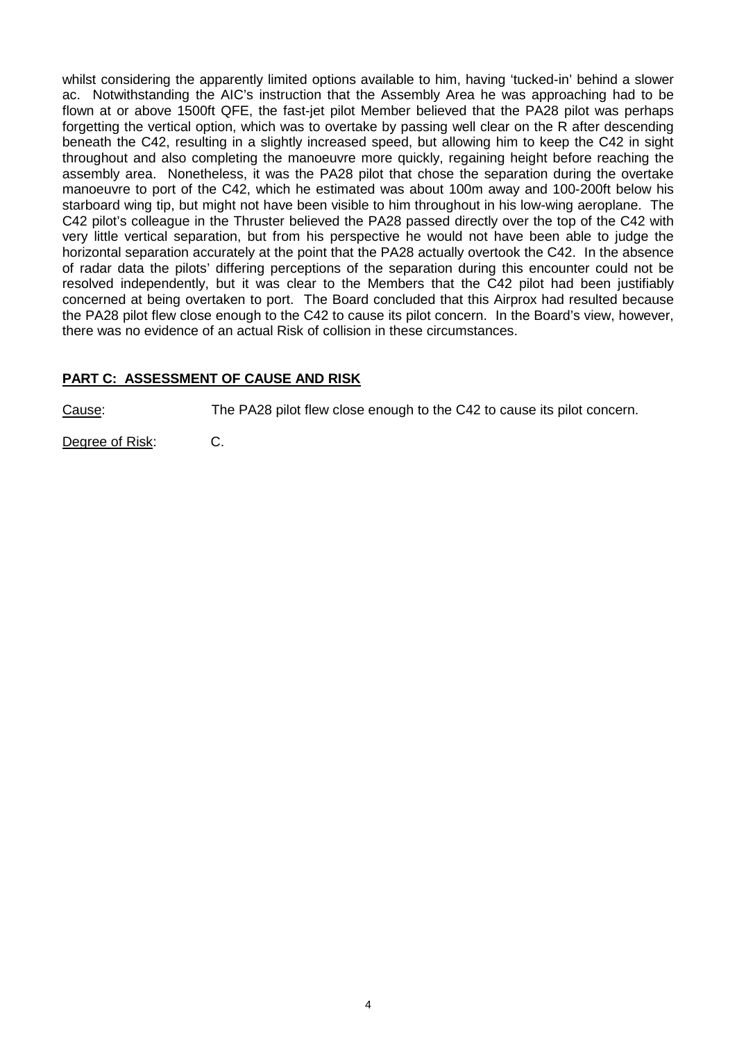whilst considering the apparently limited options available to him, having 'tucked-in' behind a slower ac. Notwithstanding the AIC's instruction that the Assembly Area he was approaching had to be flown at or above 1500ft QFE, the fast-jet pilot Member believed that the PA28 pilot was perhaps forgetting the vertical option, which was to overtake by passing well clear on the R after descending beneath the C42, resulting in a slightly increased speed, but allowing him to keep the C42 in sight throughout and also completing the manoeuvre more quickly, regaining height before reaching the assembly area. Nonetheless, it was the PA28 pilot that chose the separation during the overtake manoeuvre to port of the C42, which he estimated was about 100m away and 100-200ft below his starboard wing tip, but might not have been visible to him throughout in his low-wing aeroplane. The C42 pilot's colleague in the Thruster believed the PA28 passed directly over the top of the C42 with very little vertical separation, but from his perspective he would not have been able to judge the horizontal separation accurately at the point that the PA28 actually overtook the C42. In the absence of radar data the pilots' differing perceptions of the separation during this encounter could not be resolved independently, but it was clear to the Members that the C42 pilot had been justifiably concerned at being overtaken to port. The Board concluded that this Airprox had resulted because the PA28 pilot flew close enough to the C42 to cause its pilot concern. In the Board's view, however, there was no evidence of an actual Risk of collision in these circumstances.

## PART C: ASSESSMENT OF CAUSE AND RISK

Cause: The PA28 pilot flew close enough to the C42 to cause its pilot concern.

Degree of Risk: C.